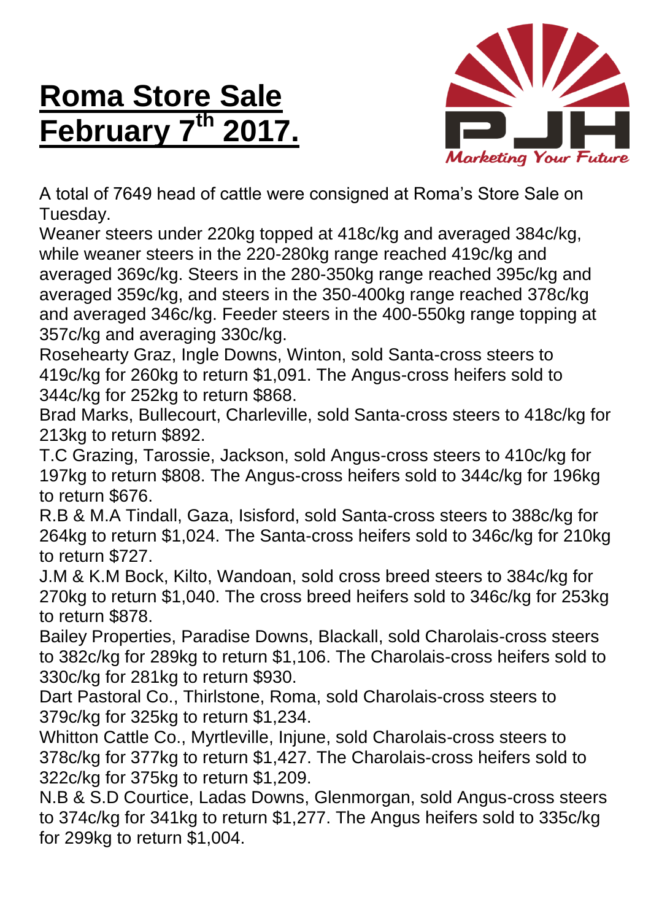# Roma Store Sale February 7th 2017.

Marketing Your Future

A total of 7649 head of cattle were consigned at Roma's Store Sale on Tuesday.

Weaner steers under 220kg topped at 418c/kg and averaged 384c/kg, while weaner steers in the 220-280kg range reached 419c/kg and averaged 369c/kg. Steers in the 280-350kg range reached 395c/kg and averaged 359c/kg, and steers in the 350-400kg range reached 378c/kg and averaged 346c/kg. Feeder steers in the 400-550kg range topping at 357c/kg and averaging 330c/kg.

Rosehearty Graz, Ingle Downs, Winton, sold Santa-cross steers to 419c/kg for 260kg to return $1,091. The Angus-cross heifers sold to 344c/kg for 252kg to return $868.

Brad Marks, Bullecourt, Charleville, sold Santa-cross steers to 418c/kg for 213kg to return $892.

T.C Grazing, Tarossie, Jackson, sold Angus-cross steers to 410c/kg for 197kg to return $808. The Angus-cross heifers sold to 344c/kg for 196kg to return $676.

R.B & M.A Tindall, Gaza, Isisford, sold Santa-cross steers to 388c/kg for 264kg to return $1,024. The Santa-cross heifers sold to 346c/kg for 210kg to return $727.

J.M & K.M Bock, Kilto, Wandoan, sold cross breed steers to 384c/kg for 270kg to return $1,040. The cross breed heifers sold to 346c/kg for 253kg to return $878.

Bailey Properties, Paradise Downs, Blackall, sold Charolais-cross steers to 382c/kg for 289kg to return $1,106. The Charolais-cross heifers sold to 330c/kg for 281kg to return $930.

Dart Pastoral Co., Thirlstone, Roma, sold Charolais-cross steers to 379c/kg for 325kg to return $1,234.

Whitton Cattle Co., Myrtleville, Injune, sold Charolais-cross steers to 378c/kg for 377kg to return $1,427. The Charolais-cross heifers sold to 322c/kg for 375kg to return $1,209.

N.B & S.D Courtice, Ladas Downs, Glenmorgan, sold Angus-cross steers to 374c/kg for 341kg to return $1,277. The Angus heifers sold to 335c/kg for 299kg to return $1,004.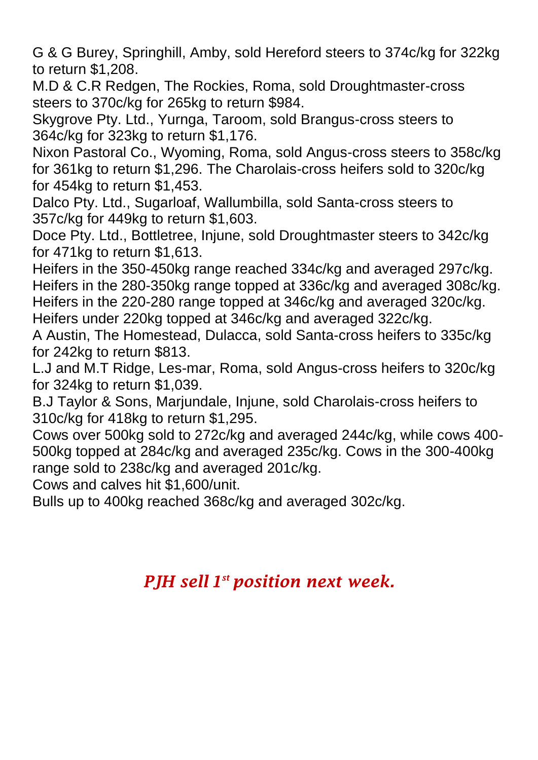G & G Burey, Springhill, Amby, sold Hereford steers to 374c/kg for 322kg to return $1,208.

M.D & C.R Redgen, The Rockies, Roma, sold Droughtmaster-cross steers to 370c/kg for 265kg to return $984.

Skygrove Pty. Ltd., Yurnga, Taroom, sold Brangus-cross steers to 364c/kg for 323kg to return $1,176.

Nixon Pastoral Co., Wyoming, Roma, sold Angus-cross steers to 358c/kg for 361kg to return $1,296. The Charolais-cross heifers sold to 320c/kg for 454kg to return $1,453.

Dalco Pty. Ltd., Sugarloaf, Wallumbilla, sold Santa-cross steers to 357c/kg for 449kg to return $1,603.

Doce Pty. Ltd., Bottletree, Injune, sold Droughtmaster steers to 342c/kg for 471kg to return $1,613.

Heifers in the 350-450kg range reached 334c/kg and averaged 297c/kg. Heifers in the 280-350kg range topped at 336c/kg and averaged 308c/kg. Heifers in the 220-280 range topped at 346c/kg and averaged 320c/kg. Heifers under 220kg topped at 346c/kg and averaged 322c/kg.

A Austin, The Homestead, Dulacca, sold Santa-cross heifers to 335c/kg for 242kg to return $813.

L.J and M.T Ridge, Les-mar, Roma, sold Angus-cross heifers to 320c/kg for 324kg to return $1,039.

B.J Taylor & Sons, Marjundale, Injune, sold Charolais-cross heifers to 310c/kg for 418kg to return $1,295.

Cows over 500kg sold to 272c/kg and averaged 244c/kg, while cows 400-500kg topped at 284c/kg and averaged 235c/kg. Cows in the 300-400kg range sold to 238c/kg and averaged 201c/kg.

Cows and calves hit $1,600/unit.

Bulls up to 400kg reached 368c/kg and averaged 302c/kg.

***PJH sell 1st position next week.***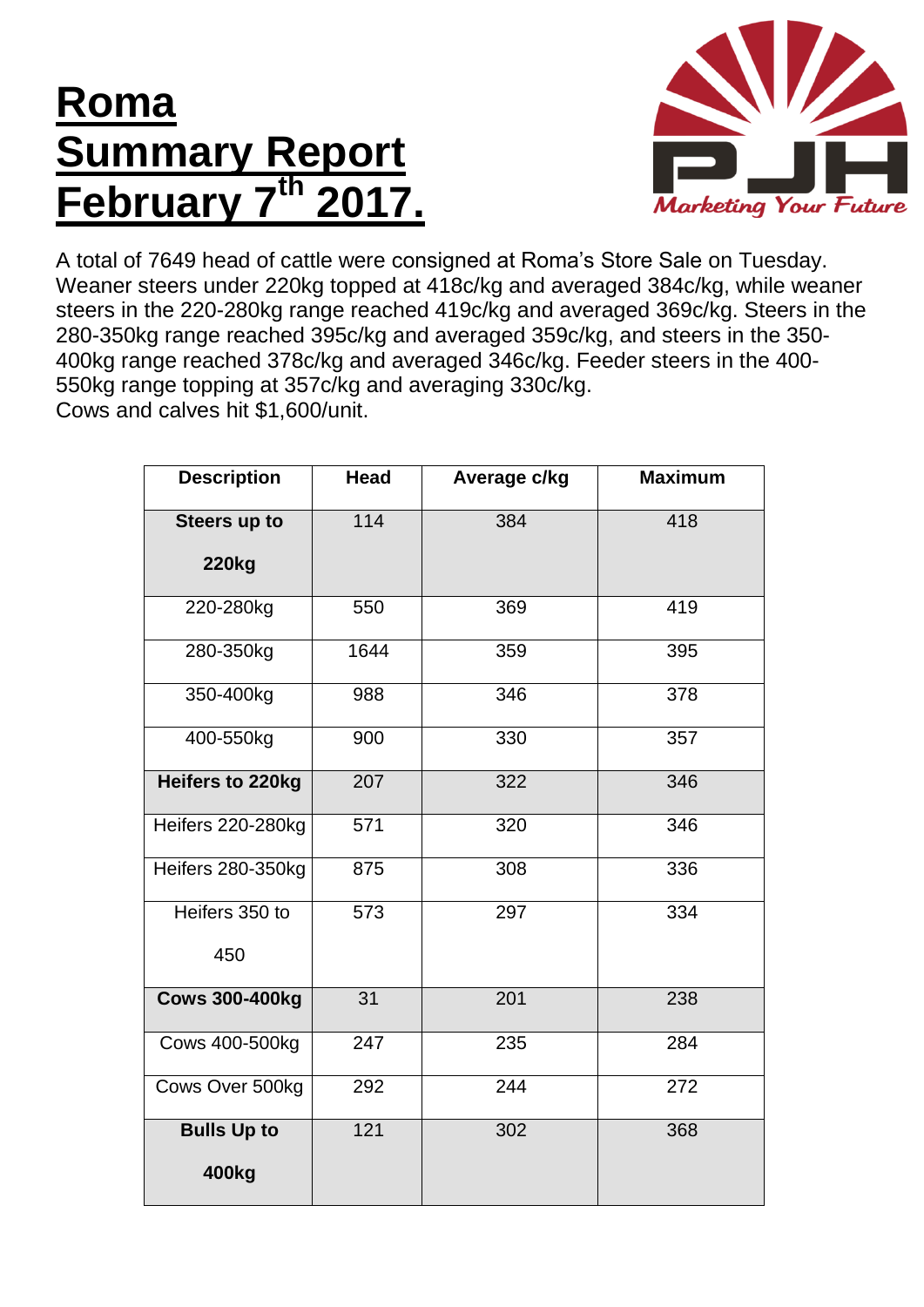# Roma Summary Report February 7th 2017.

PJH
*Marketing Your Future*

A total of 7649 head of cattle were consigned at Roma's Store Sale on Tuesday. Weaner steers under 220kg topped at 418c/kg and averaged 384c/kg, while weaner steers in the 220-280kg range reached 419c/kg and averaged 369c/kg. Steers in the 280-350kg range reached 395c/kg and averaged 359c/kg, and steers in the 350-400kg range reached 378c/kg and averaged 346c/kg. Feeder steers in the 400-550kg range topping at 357c/kg and averaging 330c/kg.
Cows and calves hit $1,600/unit.

| Description | Head | Average c/kg | Maximum |
|---|---|---|---|
| **Steers up to 220kg** | 114 | 384 | 418 |
| 220-280kg | 550 | 369 | 419 |
| 280-350kg | 1644 | 359 | 395 |
| 350-400kg | 988 | 346 | 378 |
| 400-550kg | 900 | 330 | 357 |
| **Heifers to 220kg** | 207 | 322 | 346 |
| Heifers 220-280kg | 571 | 320 | 346 |
| Heifers 280-350kg | 875 | 308 | 336 |
| Heifers 350 to 450 | 573 | 297 | 334 |
| **Cows 300-400kg** | 31 | 201 | 238 |
| Cows 400-500kg | 247 | 235 | 284 |
| Cows Over 500kg | 292 | 244 | 272 |
| **Bulls Up to 400kg** | 121 | 302 | 368 |